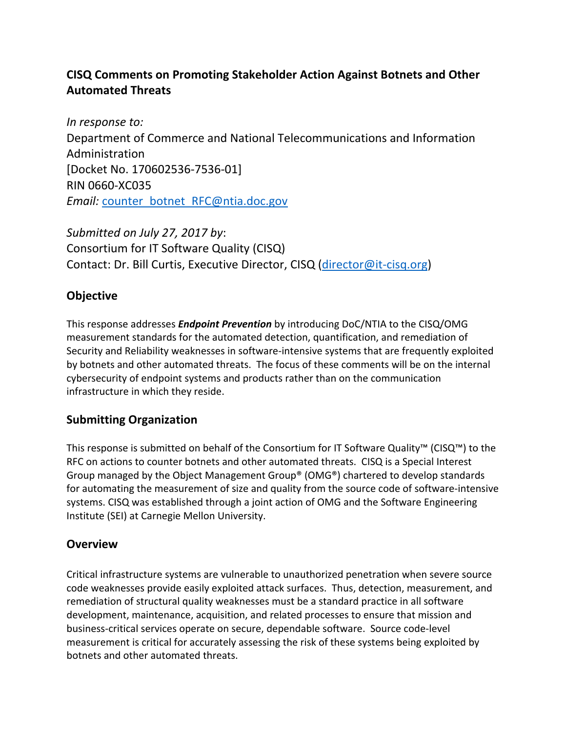## CISQ Comments on Promoting Stakeholder Action Against Botnets and Other Automated Threats

*In response to:*
Department of Commerce and National Telecommunications and Information Administration
[Docket No. 170602536-7536-01]
RIN 0660-XC035
*Email:* counter_botnet_RFC@ntia.doc.gov

*Submitted on July 27, 2017 by*:
Consortium for IT Software Quality (CISQ)
Contact: Dr. Bill Curtis, Executive Director, CISQ (director@it-cisq.org)

## Objective

This response addresses ***Endpoint Prevention*** by introducing DoC/NTIA to the CISQ/OMG measurement standards for the automated detection, quantification, and remediation of Security and Reliability weaknesses in software-intensive systems that are frequently exploited by botnets and other automated threats. The focus of these comments will be on the internal cybersecurity of endpoint systems and products rather than on the communication infrastructure in which they reside.

## Submitting Organization

This response is submitted on behalf of the Consortium for IT Software Quality™ (CISQ™) to the RFC on actions to counter botnets and other automated threats. CISQ is a Special Interest Group managed by the Object Management Group® (OMG®) chartered to develop standards for automating the measurement of size and quality from the source code of software-intensive systems. CISQ was established through a joint action of OMG and the Software Engineering Institute (SEI) at Carnegie Mellon University.

## Overview

Critical infrastructure systems are vulnerable to unauthorized penetration when severe source code weaknesses provide easily exploited attack surfaces. Thus, detection, measurement, and remediation of structural quality weaknesses must be a standard practice in all software development, maintenance, acquisition, and related processes to ensure that mission and business-critical services operate on secure, dependable software. Source code-level measurement is critical for accurately assessing the risk of these systems being exploited by botnets and other automated threats.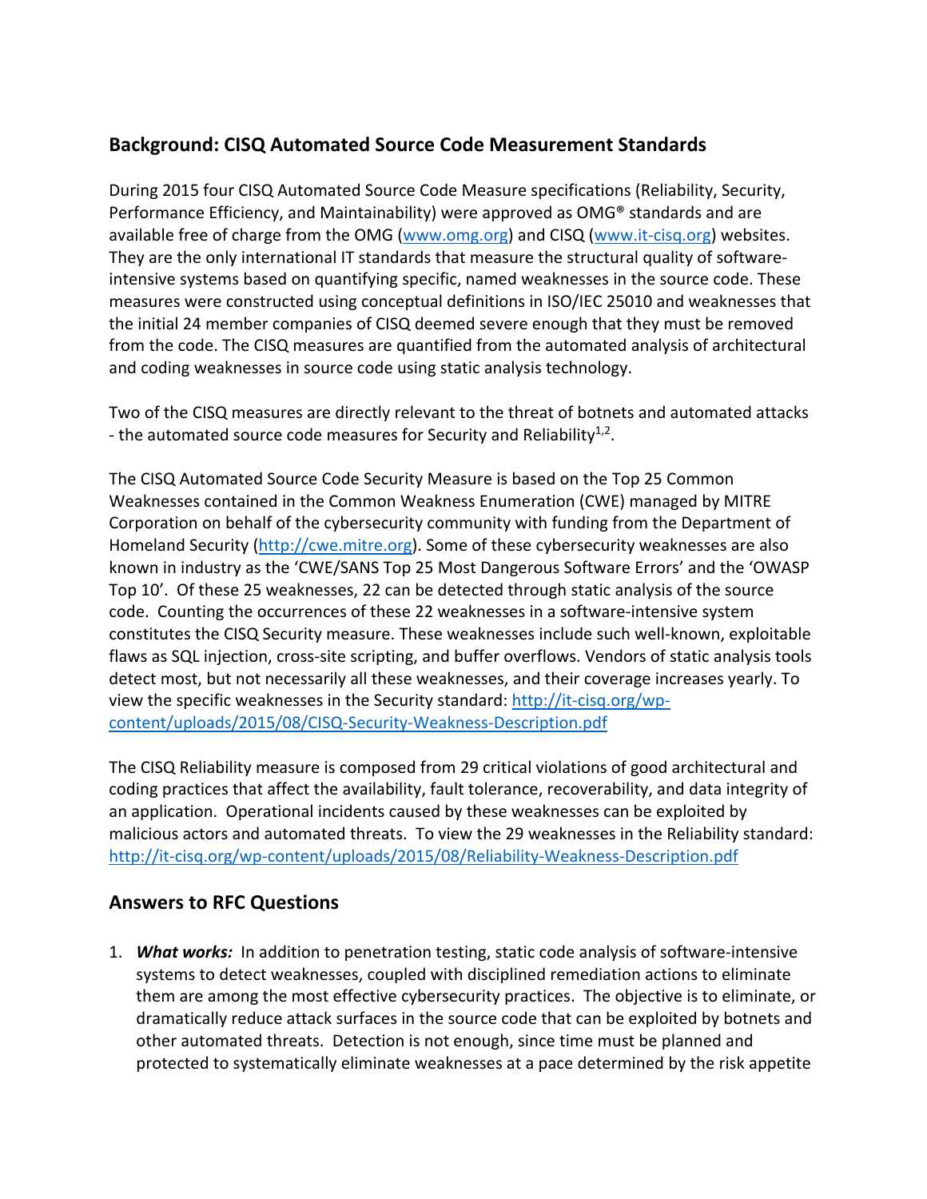## Background: CISQ Automated Source Code Measurement Standards

During 2015 four CISQ Automated Source Code Measure specifications (Reliability, Security, Performance Efficiency, and Maintainability) were approved as OMG® standards and are available free of charge from the OMG (www.omg.org) and CISQ (www.it-cisq.org) websites. They are the only international IT standards that measure the structural quality of software-intensive systems based on quantifying specific, named weaknesses in the source code. These measures were constructed using conceptual definitions in ISO/IEC 25010 and weaknesses that the initial 24 member companies of CISQ deemed severe enough that they must be removed from the code. The CISQ measures are quantified from the automated analysis of architectural and coding weaknesses in source code using static analysis technology.

Two of the CISQ measures are directly relevant to the threat of botnets and automated attacks - the automated source code measures for Security and Reliability[1,2].

The CISQ Automated Source Code Security Measure is based on the Top 25 Common Weaknesses contained in the Common Weakness Enumeration (CWE) managed by MITRE Corporation on behalf of the cybersecurity community with funding from the Department of Homeland Security (http://cwe.mitre.org). Some of these cybersecurity weaknesses are also known in industry as the 'CWE/SANS Top 25 Most Dangerous Software Errors' and the 'OWASP Top 10'. Of these 25 weaknesses, 22 can be detected through static analysis of the source code. Counting the occurrences of these 22 weaknesses in a software-intensive system constitutes the CISQ Security measure. These weaknesses include such well-known, exploitable flaws as SQL injection, cross-site scripting, and buffer overflows. Vendors of static analysis tools detect most, but not necessarily all these weaknesses, and their coverage increases yearly. To view the specific weaknesses in the Security standard: http://it-cisq.org/wp-content/uploads/2015/08/CISQ-Security-Weakness-Description.pdf

The CISQ Reliability measure is composed from 29 critical violations of good architectural and coding practices that affect the availability, fault tolerance, recoverability, and data integrity of an application. Operational incidents caused by these weaknesses can be exploited by malicious actors and automated threats. To view the 29 weaknesses in the Reliability standard: http://it-cisq.org/wp-content/uploads/2015/08/Reliability-Weakness-Description.pdf

## Answers to RFC Questions

1. ***What works:*** In addition to penetration testing, static code analysis of software-intensive systems to detect weaknesses, coupled with disciplined remediation actions to eliminate them are among the most effective cybersecurity practices. The objective is to eliminate, or dramatically reduce attack surfaces in the source code that can be exploited by botnets and other automated threats. Detection is not enough, since time must be planned and protected to systematically eliminate weaknesses at a pace determined by the risk appetite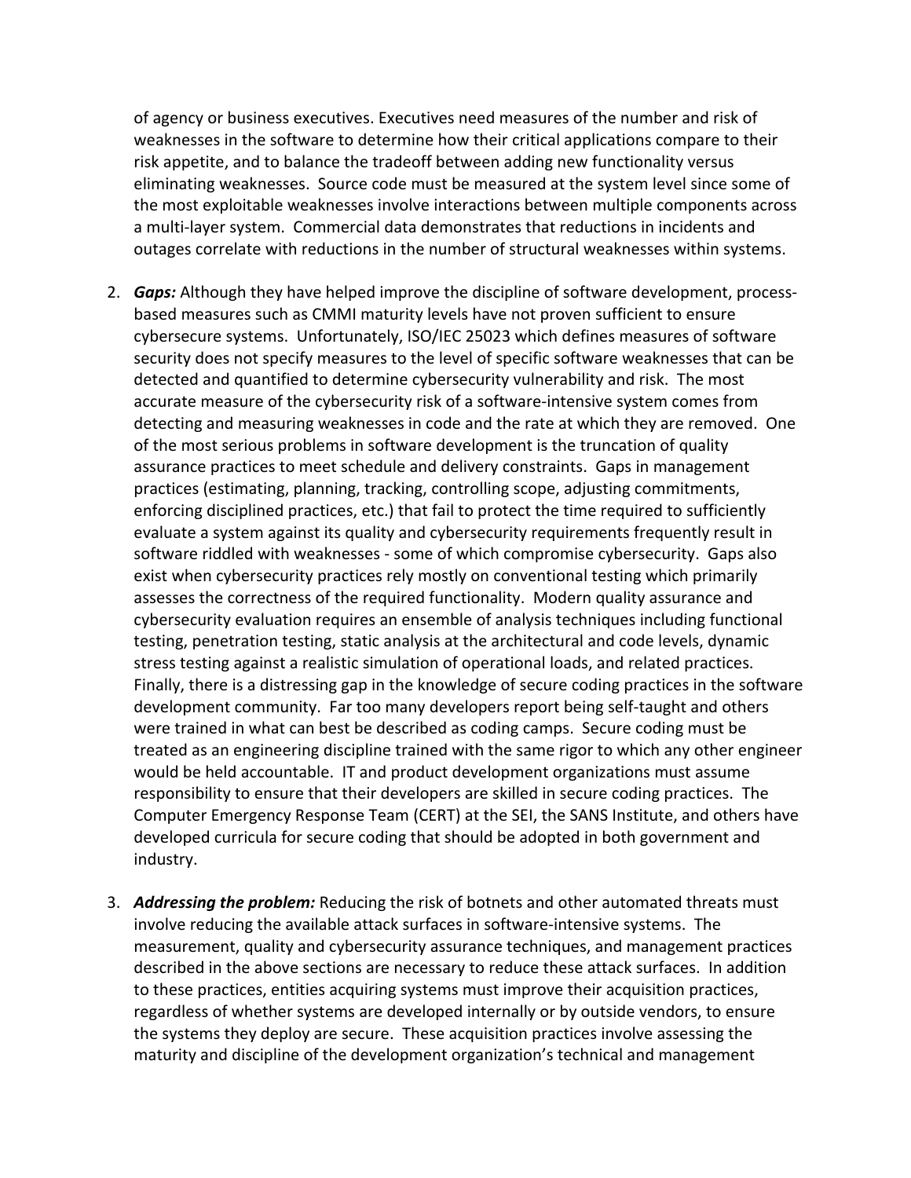of agency or business executives. Executives need measures of the number and risk of weaknesses in the software to determine how their critical applications compare to their risk appetite, and to balance the tradeoff between adding new functionality versus eliminating weaknesses. Source code must be measured at the system level since some of the most exploitable weaknesses involve interactions between multiple components across a multi-layer system. Commercial data demonstrates that reductions in incidents and outages correlate with reductions in the number of structural weaknesses within systems.

2. ***Gaps:*** Although they have helped improve the discipline of software development, process-based measures such as CMMI maturity levels have not proven sufficient to ensure cybersecure systems. Unfortunately, ISO/IEC 25023 which defines measures of software security does not specify measures to the level of specific software weaknesses that can be detected and quantified to determine cybersecurity vulnerability and risk. The most accurate measure of the cybersecurity risk of a software-intensive system comes from detecting and measuring weaknesses in code and the rate at which they are removed. One of the most serious problems in software development is the truncation of quality assurance practices to meet schedule and delivery constraints. Gaps in management practices (estimating, planning, tracking, controlling scope, adjusting commitments, enforcing disciplined practices, etc.) that fail to protect the time required to sufficiently evaluate a system against its quality and cybersecurity requirements frequently result in software riddled with weaknesses - some of which compromise cybersecurity. Gaps also exist when cybersecurity practices rely mostly on conventional testing which primarily assesses the correctness of the required functionality. Modern quality assurance and cybersecurity evaluation requires an ensemble of analysis techniques including functional testing, penetration testing, static analysis at the architectural and code levels, dynamic stress testing against a realistic simulation of operational loads, and related practices. Finally, there is a distressing gap in the knowledge of secure coding practices in the software development community. Far too many developers report being self-taught and others were trained in what can best be described as coding camps. Secure coding must be treated as an engineering discipline trained with the same rigor to which any other engineer would be held accountable. IT and product development organizations must assume responsibility to ensure that their developers are skilled in secure coding practices. The Computer Emergency Response Team (CERT) at the SEI, the SANS Institute, and others have developed curricula for secure coding that should be adopted in both government and industry.

3. ***Addressing the problem:*** Reducing the risk of botnets and other automated threats must involve reducing the available attack surfaces in software-intensive systems. The measurement, quality and cybersecurity assurance techniques, and management practices described in the above sections are necessary to reduce these attack surfaces. In addition to these practices, entities acquiring systems must improve their acquisition practices, regardless of whether systems are developed internally or by outside vendors, to ensure the systems they deploy are secure. These acquisition practices involve assessing the maturity and discipline of the development organization's technical and management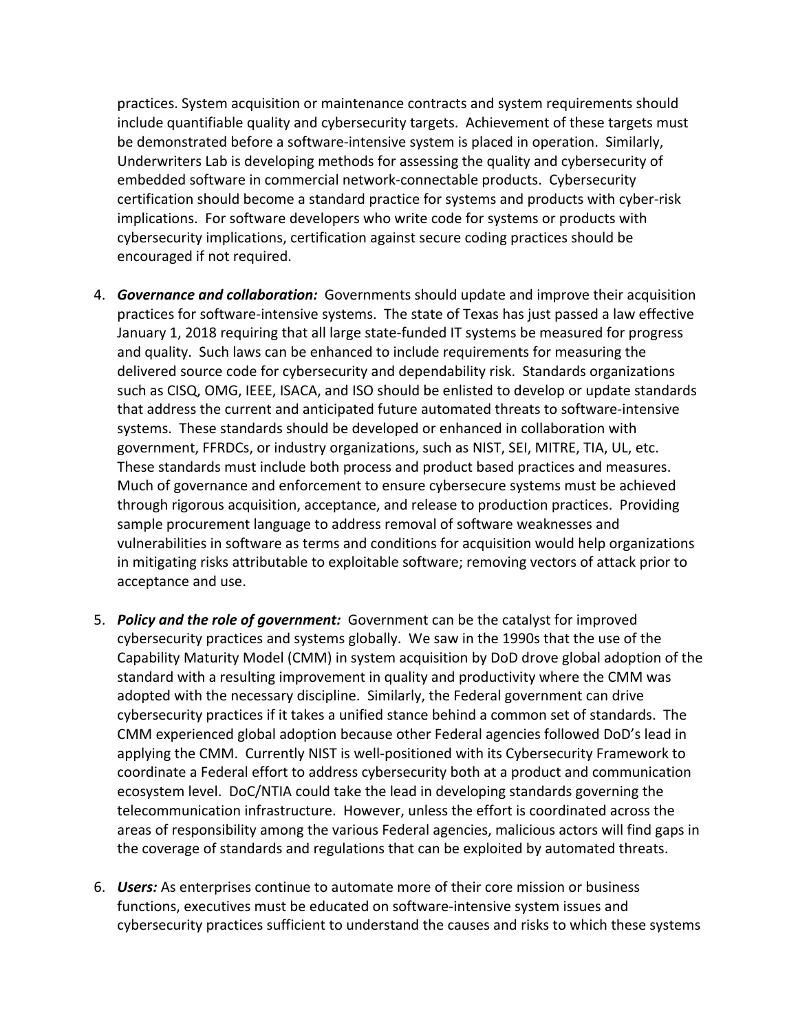practices. System acquisition or maintenance contracts and system requirements should include quantifiable quality and cybersecurity targets. Achievement of these targets must be demonstrated before a software-intensive system is placed in operation. Similarly, Underwriters Lab is developing methods for assessing the quality and cybersecurity of embedded software in commercial network-connectable products. Cybersecurity certification should become a standard practice for systems and products with cyber-risk implications. For software developers who write code for systems or products with cybersecurity implications, certification against secure coding practices should be encouraged if not required.

4. ***Governance and collaboration:*** Governments should update and improve their acquisition practices for software-intensive systems. The state of Texas has just passed a law effective January 1, 2018 requiring that all large state-funded IT systems be measured for progress and quality. Such laws can be enhanced to include requirements for measuring the delivered source code for cybersecurity and dependability risk. Standards organizations such as CISQ, OMG, IEEE, ISACA, and ISO should be enlisted to develop or update standards that address the current and anticipated future automated threats to software-intensive systems. These standards should be developed or enhanced in collaboration with government, FFRDCs, or industry organizations, such as NIST, SEI, MITRE, TIA, UL, etc. These standards must include both process and product based practices and measures. Much of governance and enforcement to ensure cybersecure systems must be achieved through rigorous acquisition, acceptance, and release to production practices. Providing sample procurement language to address removal of software weaknesses and vulnerabilities in software as terms and conditions for acquisition would help organizations in mitigating risks attributable to exploitable software; removing vectors of attack prior to acceptance and use.

5. ***Policy and the role of government:*** Government can be the catalyst for improved cybersecurity practices and systems globally. We saw in the 1990s that the use of the Capability Maturity Model (CMM) in system acquisition by DoD drove global adoption of the standard with a resulting improvement in quality and productivity where the CMM was adopted with the necessary discipline. Similarly, the Federal government can drive cybersecurity practices if it takes a unified stance behind a common set of standards. The CMM experienced global adoption because other Federal agencies followed DoD's lead in applying the CMM. Currently NIST is well-positioned with its Cybersecurity Framework to coordinate a Federal effort to address cybersecurity both at a product and communication ecosystem level. DoC/NTIA could take the lead in developing standards governing the telecommunication infrastructure. However, unless the effort is coordinated across the areas of responsibility among the various Federal agencies, malicious actors will find gaps in the coverage of standards and regulations that can be exploited by automated threats.

6. ***Users:*** As enterprises continue to automate more of their core mission or business functions, executives must be educated on software-intensive system issues and cybersecurity practices sufficient to understand the causes and risks to which these systems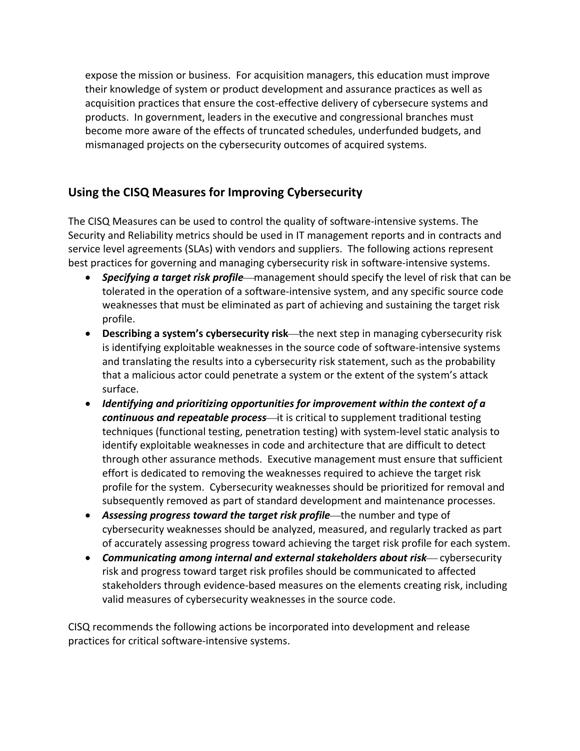expose the mission or business. For acquisition managers, this education must improve their knowledge of system or product development and assurance practices as well as acquisition practices that ensure the cost-effective delivery of cybersecure systems and products. In government, leaders in the executive and congressional branches must become more aware of the effects of truncated schedules, underfunded budgets, and mismanaged projects on the cybersecurity outcomes of acquired systems.

## Using the CISQ Measures for Improving Cybersecurity

The CISQ Measures can be used to control the quality of software-intensive systems. The Security and Reliability metrics should be used in IT management reports and in contracts and service level agreements (SLAs) with vendors and suppliers. The following actions represent best practices for governing and managing cybersecurity risk in software-intensive systems.

- ***Specifying a target risk profile***—management should specify the level of risk that can be tolerated in the operation of a software-intensive system, and any specific source code weaknesses that must be eliminated as part of achieving and sustaining the target risk profile.
- **Describing a system's cybersecurity risk**—the next step in managing cybersecurity risk is identifying exploitable weaknesses in the source code of software-intensive systems and translating the results into a cybersecurity risk statement, such as the probability that a malicious actor could penetrate a system or the extent of the system's attack surface.
- ***Identifying and prioritizing opportunities for improvement within the context of a continuous and repeatable process***—it is critical to supplement traditional testing techniques (functional testing, penetration testing) with system-level static analysis to identify exploitable weaknesses in code and architecture that are difficult to detect through other assurance methods. Executive management must ensure that sufficient effort is dedicated to removing the weaknesses required to achieve the target risk profile for the system. Cybersecurity weaknesses should be prioritized for removal and subsequently removed as part of standard development and maintenance processes.
- ***Assessing progress toward the target risk profile***—the number and type of cybersecurity weaknesses should be analyzed, measured, and regularly tracked as part of accurately assessing progress toward achieving the target risk profile for each system.
- ***Communicating among internal and external stakeholders about risk***— cybersecurity risk and progress toward target risk profiles should be communicated to affected stakeholders through evidence-based measures on the elements creating risk, including valid measures of cybersecurity weaknesses in the source code.

CISQ recommends the following actions be incorporated into development and release practices for critical software-intensive systems.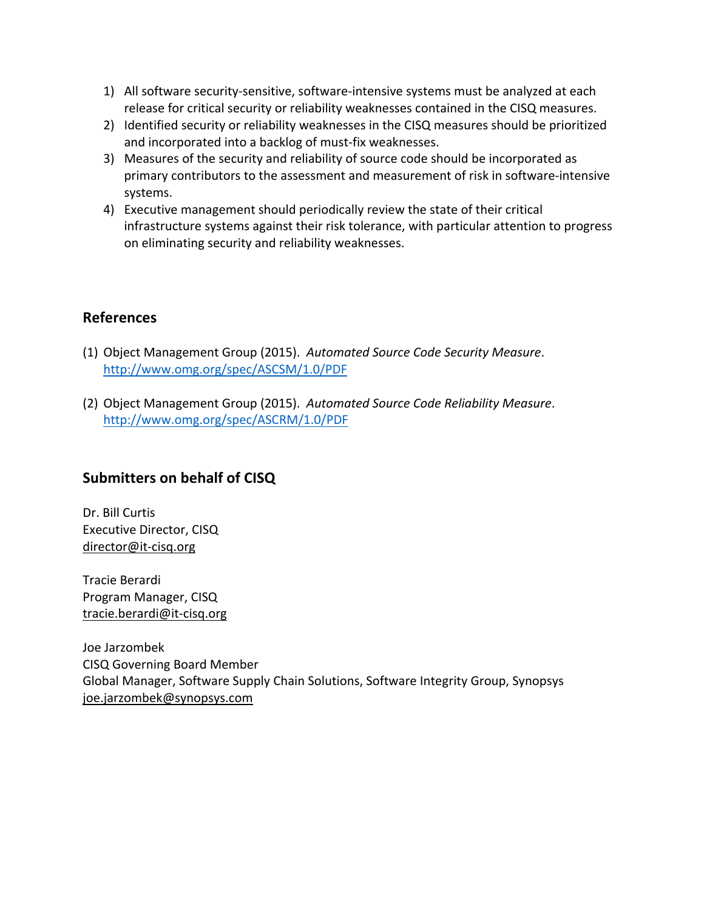1) All software security-sensitive, software-intensive systems must be analyzed at each release for critical security or reliability weaknesses contained in the CISQ measures.
2) Identified security or reliability weaknesses in the CISQ measures should be prioritized and incorporated into a backlog of must-fix weaknesses.
3) Measures of the security and reliability of source code should be incorporated as primary contributors to the assessment and measurement of risk in software-intensive systems.
4) Executive management should periodically review the state of their critical infrastructure systems against their risk tolerance, with particular attention to progress on eliminating security and reliability weaknesses.

## References

(1) Object Management Group (2015). *Automated Source Code Security Measure*. http://www.omg.org/spec/ASCSM/1.0/PDF

(2) Object Management Group (2015). *Automated Source Code Reliability Measure*. http://www.omg.org/spec/ASCRM/1.0/PDF

## Submitters on behalf of CISQ

Dr. Bill Curtis
Executive Director, CISQ
director@it-cisq.org

Tracie Berardi
Program Manager, CISQ
tracie.berardi@it-cisq.org

Joe Jarzombek
CISQ Governing Board Member
Global Manager, Software Supply Chain Solutions, Software Integrity Group, Synopsys
joe.jarzombek@synopsys.com